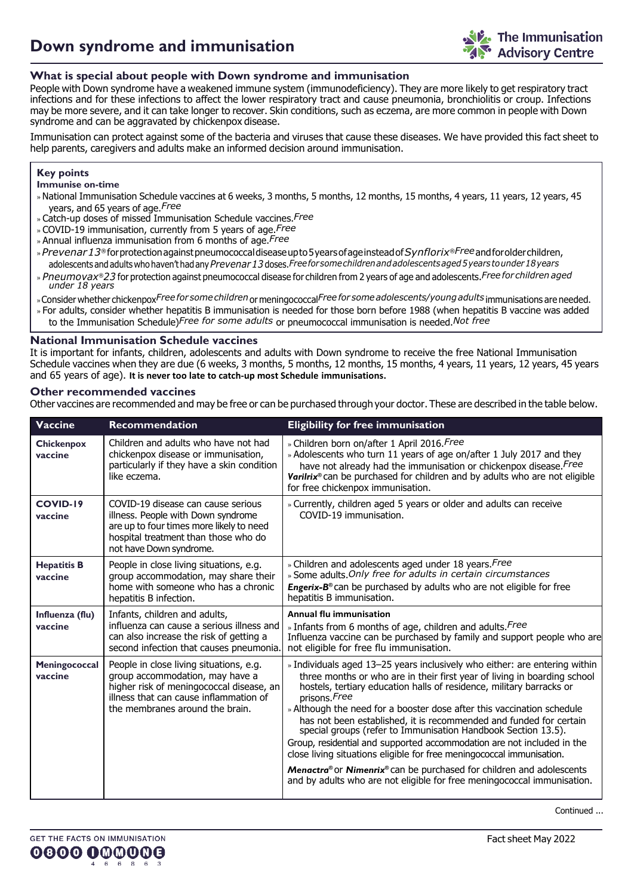# Down syndrome and immunisation

## What is special about people with Down syndrome and immunisation

People with Down syndrome have a weakened immune system (immunodeficiency). They are more likely to get respiratory tract infections and for these infections to affect the lower respiratory tract and cause pneumonia, bronchiolitis or croup. Infections may be more severe, and it can take longer to recover. Skin conditions, such as eczema, are more common in people with Down syndrome and can be aggravated by chickenpox disease.

Immunisation can protect against some of the bacteria and viruses that cause these diseases. We have provided this fact sheet to help parents, caregivers and adults make an informed decision around immunisation.

> **Key points**
>
> **Immunise on-time**
>
> - National Immunisation Schedule vaccines at 6 weeks, 3 months, 5 months, 12 months, 15 months, 4 years, 11 years, 12 years, 45 years, and 65 years of age. *Free*
> - Catch-up doses of missed Immunisation Schedule vaccines. *Free*
> - COVID-19 immunisation, currently from 5 years of age. *Free*
> - Annual influenza immunisation from 6 months of age. *Free*
> - *Prevenar 13*® for protection against pneumococcal disease up to 5 years of age instead of *Synflorix*® *Free* and for older children, adolescents and adults who haven't had any *Prevenar 13* doses. *Free for some children and adolescents aged 5 years to under 18 years*
> - *Pneumovax*®*23* for protection against pneumococcal disease for children from 2 years of age and adolescents. *Free for children aged under 18 years*
> - Consider whether chickenpox *Free for some children* or meningococcal *Free for some adolescents/young adults* immunisations are needed.
> - For adults, consider whether hepatitis B immunisation is needed for those born before 1988 (when hepatitis B vaccine was added to the Immunisation Schedule) *Free for some adults* or pneumococcal immunisation is needed. *Not free*

## National Immunisation Schedule vaccines

It is important for infants, children, adolescents and adults with Down syndrome to receive the free National Immunisation Schedule vaccines when they are due (6 weeks, 3 months, 5 months, 12 months, 15 months, 4 years, 11 years, 12 years, 45 years and 65 years of age). **It is never too late to catch-up most Schedule immunisations.**

## Other recommended vaccines

Other vaccines are recommended and may be free or can be purchased through your doctor. These are described in the table below.

| Vaccine | Recommendation | Eligibility for free immunisation |
|---|---|---|
| **Chickenpox vaccine** | Children and adults who have not had chickenpox disease or immunisation, particularly if they have a skin condition like eczema. | » Children born on/after 1 April 2016. *Free*<br>» Adolescents who turn 11 years of age on/after 1 July 2017 and they have not already had the immunisation or chickenpox disease. *Free*<br>***Varilrix***® can be purchased for children and by adults who are not eligible for free chickenpox immunisation. |
| **COVID-19 vaccine** | COVID-19 disease can cause serious illness. People with Down syndrome are up to four times more likely to need hospital treatment than those who do not have Down syndrome. | » Currently, children aged 5 years or older and adults can receive COVID-19 immunisation. |
| **Hepatitis B vaccine** | People in close living situations, e.g. group accommodation, may share their home with someone who has a chronic hepatitis B infection. | » Children and adolescents aged under 18 years. *Free*<br>» Some adults. *Only free for adults in certain circumstances*<br>***Engerix-B***® can be purchased by adults who are not eligible for free hepatitis B immunisation. |
| **Influenza (flu) vaccine** | Infants, children and adults, influenza can cause a serious illness and can also increase the risk of getting a second infection that causes pneumonia. | **Annual flu immunisation**<br>» Infants from 6 months of age, children and adults. *Free*<br>Influenza vaccine can be purchased by family and support people who are not eligible for free flu immunisation. |
| **Meningococcal vaccine** | People in close living situations, e.g. group accommodation, may have a higher risk of meningococcal disease, an illness that can cause inflammation of the membranes around the brain. | » Individuals aged 13–25 years inclusively who either: are entering within three months or who are in their first year of living in boarding school hostels, tertiary education halls of residence, military barracks or prisons. *Free*<br>» Although the need for a booster dose after this vaccination schedule has not been established, it is recommended and funded for certain special groups (refer to Immunisation Handbook Section 13.5).<br>Group, residential and supported accommodation are not included in the close living situations eligible for free meningococcal immunisation.<br>***Menactra***® or ***Nimenrix***® can be purchased for children and adolescents and by adults who are not eligible for free meningococcal immunisation. |

Continued ...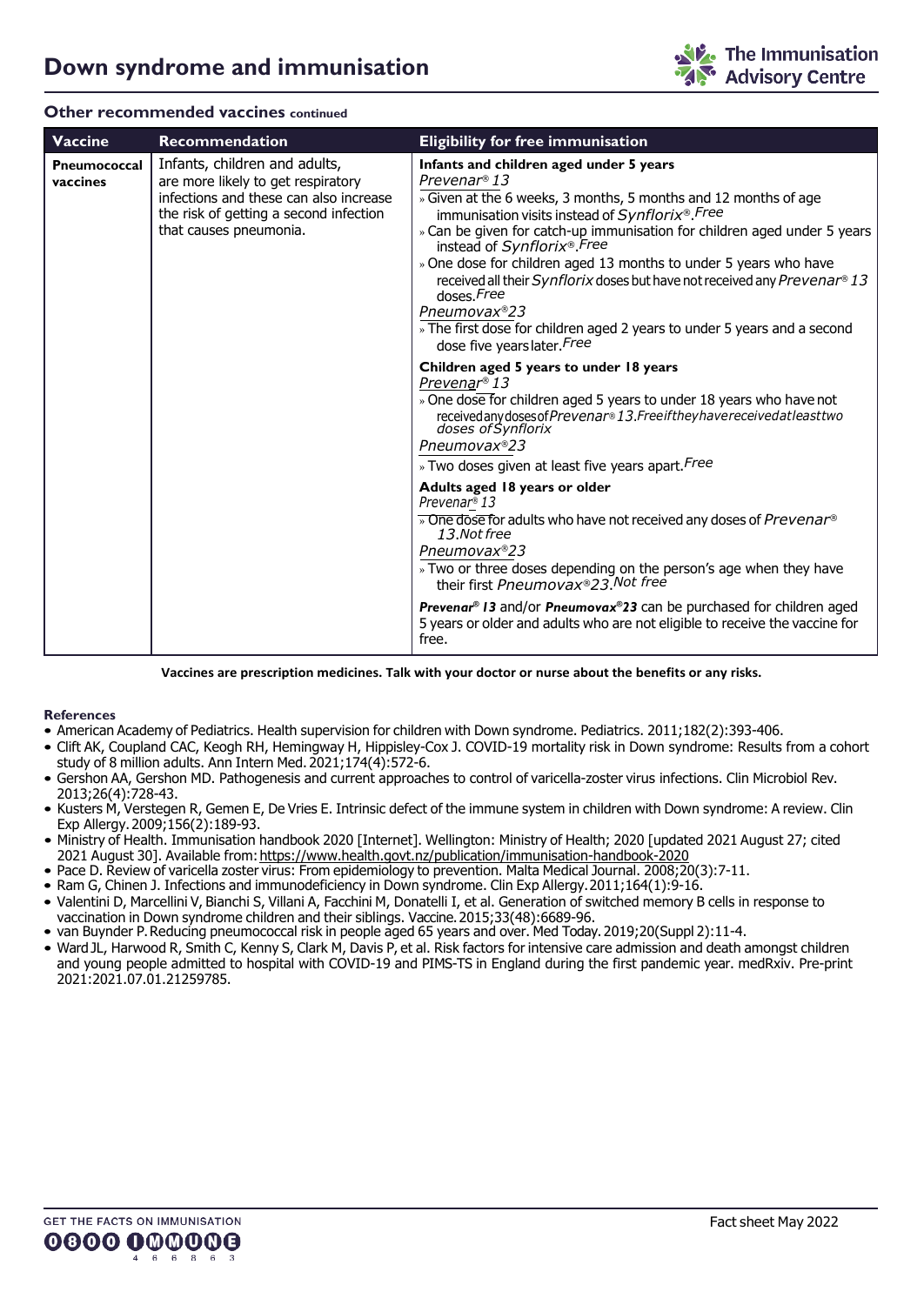# Down syndrome and immunisation

**Other recommended vaccines continued**

| Vaccine | Recommendation | Eligibility for free immunisation |
|---|---|---|
| **Pneumococcal vaccines** | Infants, children and adults, are more likely to get respiratory infections and these can also increase the risk of getting a second infection that causes pneumonia. | **Infants and children aged under 5 years**<br>*Prevenar® 13*<br>» Given at the 6 weeks, 3 months, 5 months and 12 months of age immunisation visits instead of *Synflorix®*. *Free*<br>» Can be given for catch-up immunisation for children aged under 5 years instead of *Synflorix®*. *Free*<br>» One dose for children aged 13 months to under 5 years who have received all their *Synflorix* doses but have not received any *Prevenar® 13* doses. *Free*<br>*Pneumovax®23*<br>» The first dose for children aged 2 years to under 5 years and a second dose five years later. *Free*<br><br>**Children aged 5 years to under 18 years**<br>*Prevenar® 13*<br>» One dose for children aged 5 years to under 18 years who have not received any doses of *Prevenar® 13*. *Free if they have received at least two doses of Synflorix*<br>*Pneumovax®23*<br>» Two doses given at least five years apart. *Free*<br><br>**Adults aged 18 years or older**<br>*Prevenar® 13*<br>» One dose for adults who have not received any doses of *Prevenar® 13*. *Not free*<br>*Pneumovax®23*<br>» Two or three doses depending on the person's age when they have their first *Pneumovax®23*. *Not free*<br><br>***Prevenar® 13*** and/or ***Pneumovax®23*** can be purchased for children aged 5 years or older and adults who are not eligible to receive the vaccine for free. |

**Vaccines are prescription medicines. Talk with your doctor or nurse about the benefits or any risks.**

**References**

- American Academy of Pediatrics. Health supervision for children with Down syndrome. Pediatrics. 2011;182(2):393-406.
- Clift AK, Coupland CAC, Keogh RH, Hemingway H, Hippisley-Cox J. COVID-19 mortality risk in Down syndrome: Results from a cohort study of 8 million adults. Ann Intern Med. 2021;174(4):572-6.
- Gershon AA, Gershon MD. Pathogenesis and current approaches to control of varicella-zoster virus infections. Clin Microbiol Rev. 2013;26(4):728-43.
- Kusters M, Verstegen R, Gemen E, De Vries E. Intrinsic defect of the immune system in children with Down syndrome: A review. Clin Exp Allergy. 2009;156(2):189-93.
- Ministry of Health. Immunisation handbook 2020 [Internet]. Wellington: Ministry of Health; 2020 [updated 2021 August 27; cited 2021 August 30]. Available from: https://www.health.govt.nz/publication/immunisation-handbook-2020
- Pace D. Review of varicella zoster virus: From epidemiology to prevention. Malta Medical Journal. 2008;20(3):7-11.
- Ram G, Chinen J. Infections and immunodeficiency in Down syndrome. Clin Exp Allergy. 2011;164(1):9-16.
- Valentini D, Marcellini V, Bianchi S, Villani A, Facchini M, Donatelli I, et al. Generation of switched memory B cells in response to vaccination in Down syndrome children and their siblings. Vaccine. 2015;33(48):6689-96.
- van Buynder P. Reducing pneumococcal risk in people aged 65 years and over. Med Today. 2019;20(Suppl 2):11-4.
- Ward JL, Harwood R, Smith C, Kenny S, Clark M, Davis P, et al. Risk factors for intensive care admission and death amongst children and young people admitted to hospital with COVID-19 and PIMS-TS in England during the first pandemic year. medRxiv. Pre-print 2021:2021.07.01.21259785.

GET THE FACTS ON IMMUNISATION
0800 IMMUNE
466863

Fact sheet May 2022